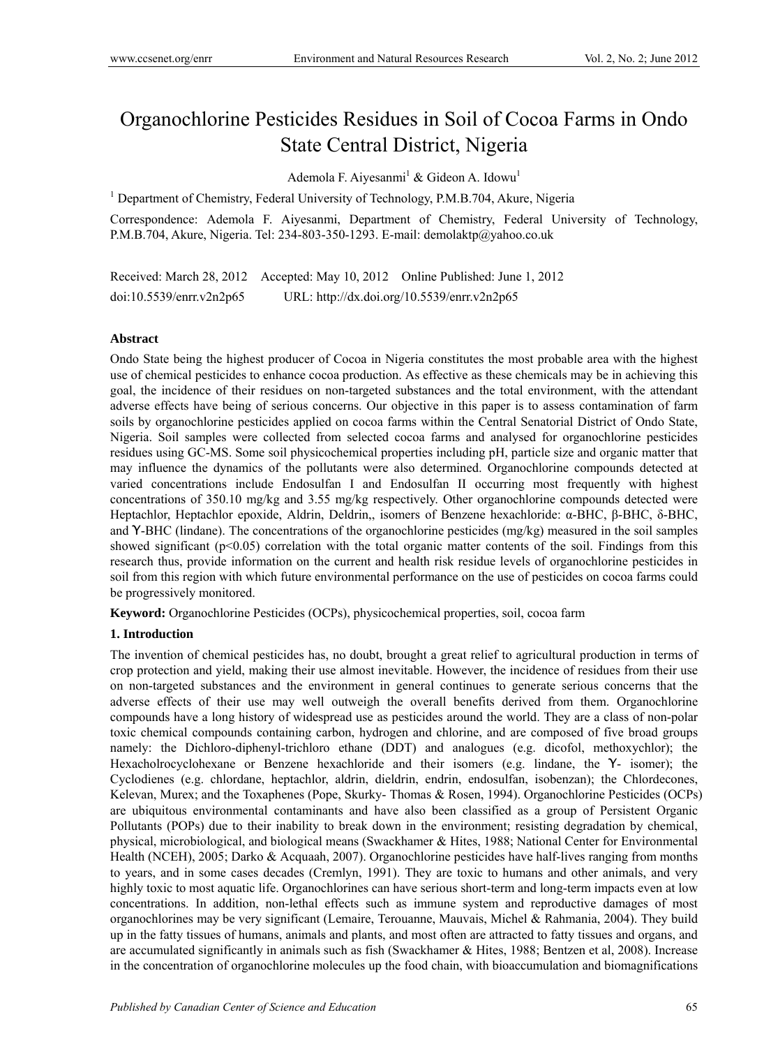# Organochlorine Pesticides Residues in Soil of Cocoa Farms in Ondo State Central District, Nigeria

Ademola F. Aiyesanmi[1] & Gideon A. Idowu[1]

[1] Department of Chemistry, Federal University of Technology, P.M.B.704, Akure, Nigeria

Correspondence: Ademola F. Aiyesanmi, Department of Chemistry, Federal University of Technology, P.M.B.704, Akure, Nigeria. Tel: 234-803-350-1293. E-mail: demolaktp@yahoo.co.uk

Received: March 28, 2012 Accepted: May 10, 2012 Online Published: June 1, 2012

doi:10.5539/enrr.v2n2p65 URL: http://dx.doi.org/10.5539/enrr.v2n2p65

## Abstract

Ondo State being the highest producer of Cocoa in Nigeria constitutes the most probable area with the highest use of chemical pesticides to enhance cocoa production. As effective as these chemicals may be in achieving this goal, the incidence of their residues on non-targeted substances and the total environment, with the attendant adverse effects have being of serious concerns. Our objective in this paper is to assess contamination of farm soils by organochlorine pesticides applied on cocoa farms within the Central Senatorial District of Ondo State, Nigeria. Soil samples were collected from selected cocoa farms and analysed for organochlorine pesticides residues using GC-MS. Some soil physicochemical properties including pH, particle size and organic matter that may influence the dynamics of the pollutants were also determined. Organochlorine compounds detected at varied concentrations include Endosulfan I and Endosulfan II occurring most frequently with highest concentrations of 350.10 mg/kg and 3.55 mg/kg respectively. Other organochlorine compounds detected were Heptachlor, Heptachlor epoxide, Aldrin, Deldrin,, isomers of Benzene hexachloride: α-BHC, β-BHC, δ-BHC, and ϒ-BHC (lindane). The concentrations of the organochlorine pesticides (mg/kg) measured in the soil samples showed significant ($p<0.05$) correlation with the total organic matter contents of the soil. Findings from this research thus, provide information on the current and health risk residue levels of organochlorine pesticides in soil from this region with which future environmental performance on the use of pesticides on cocoa farms could be progressively monitored.

**Keyword:** Organochlorine Pesticides (OCPs), physicochemical properties, soil, cocoa farm

## 1. Introduction

The invention of chemical pesticides has, no doubt, brought a great relief to agricultural production in terms of crop protection and yield, making their use almost inevitable. However, the incidence of residues from their use on non-targeted substances and the environment in general continues to generate serious concerns that the adverse effects of their use may well outweigh the overall benefits derived from them. Organochlorine compounds have a long history of widespread use as pesticides around the world. They are a class of non-polar toxic chemical compounds containing carbon, hydrogen and chlorine, and are composed of five broad groups namely: the Dichloro-diphenyl-trichloro ethane (DDT) and analogues (e.g. dicofol, methoxychlor); the Hexacholrocyclohexane or Benzene hexachloride and their isomers (e.g. lindane, the ϒ- isomer); the Cyclodienes (e.g. chlordane, heptachlor, aldrin, dieldrin, endrin, endosulfan, isobenzan); the Chlordecones, Kelevan, Murex; and the Toxaphenes (Pope, Skurky- Thomas & Rosen, 1994). Organochlorine Pesticides (OCPs) are ubiquitous environmental contaminants and have also been classified as a group of Persistent Organic Pollutants (POPs) due to their inability to break down in the environment; resisting degradation by chemical, physical, microbiological, and biological means (Swackhamer & Hites, 1988; National Center for Environmental Health (NCEH), 2005; Darko & Acquaah, 2007). Organochlorine pesticides have half-lives ranging from months to years, and in some cases decades (Cremlyn, 1991). They are toxic to humans and other animals, and very highly toxic to most aquatic life. Organochlorines can have serious short-term and long-term impacts even at low concentrations. In addition, non-lethal effects such as immune system and reproductive damages of most organochlorines may be very significant (Lemaire, Terouanne, Mauvais, Michel & Rahmania, 2004). They build up in the fatty tissues of humans, animals and plants, and most often are attracted to fatty tissues and organs, and are accumulated significantly in animals such as fish (Swackhamer & Hites, 1988; Bentzen et al, 2008). Increase in the concentration of organochlorine molecules up the food chain, with bioaccumulation and biomagnifications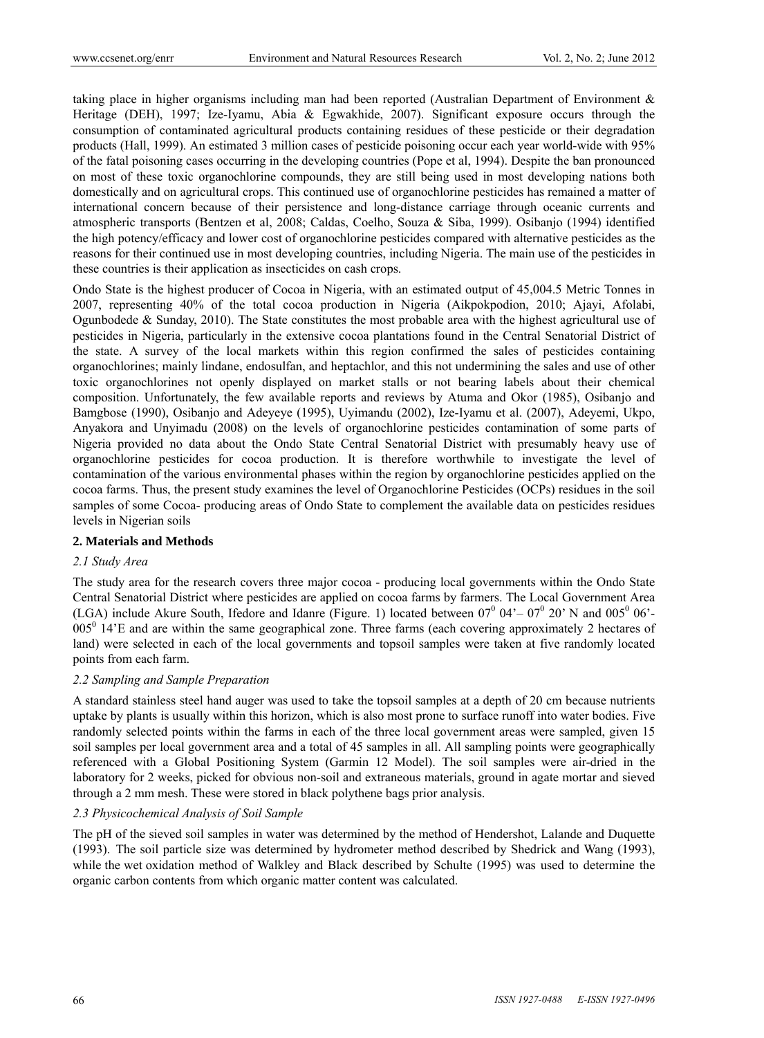taking place in higher organisms including man had been reported (Australian Department of Environment & Heritage (DEH), 1997; Ize-Iyamu, Abia & Egwakhide, 2007). Significant exposure occurs through the consumption of contaminated agricultural products containing residues of these pesticide or their degradation products (Hall, 1999). An estimated 3 million cases of pesticide poisoning occur each year world-wide with 95% of the fatal poisoning cases occurring in the developing countries (Pope et al, 1994). Despite the ban pronounced on most of these toxic organochlorine compounds, they are still being used in most developing nations both domestically and on agricultural crops. This continued use of organochlorine pesticides has remained a matter of international concern because of their persistence and long-distance carriage through oceanic currents and atmospheric transports (Bentzen et al, 2008; Caldas, Coelho, Souza & Siba, 1999). Osibanjo (1994) identified the high potency/efficacy and lower cost of organochlorine pesticides compared with alternative pesticides as the reasons for their continued use in most developing countries, including Nigeria. The main use of the pesticides in these countries is their application as insecticides on cash crops.

Ondo State is the highest producer of Cocoa in Nigeria, with an estimated output of 45,004.5 Metric Tonnes in 2007, representing 40% of the total cocoa production in Nigeria (Aikpokpodion, 2010; Ajayi, Afolabi, Ogunbodede & Sunday, 2010). The State constitutes the most probable area with the highest agricultural use of pesticides in Nigeria, particularly in the extensive cocoa plantations found in the Central Senatorial District of the state. A survey of the local markets within this region confirmed the sales of pesticides containing organochlorines; mainly lindane, endosulfan, and heptachlor, and this not undermining the sales and use of other toxic organochlorines not openly displayed on market stalls or not bearing labels about their chemical composition. Unfortunately, the few available reports and reviews by Atuma and Okor (1985), Osibanjo and Bamgbose (1990), Osibanjo and Adeyeye (1995), Uyimandu (2002), Ize-Iyamu et al. (2007), Adeyemi, Ukpo, Anyakora and Unyimadu (2008) on the levels of organochlorine pesticides contamination of some parts of Nigeria provided no data about the Ondo State Central Senatorial District with presumably heavy use of organochlorine pesticides for cocoa production. It is therefore worthwhile to investigate the level of contamination of the various environmental phases within the region by organochlorine pesticides applied on the cocoa farms. Thus, the present study examines the level of Organochlorine Pesticides (OCPs) residues in the soil samples of some Cocoa- producing areas of Ondo State to complement the available data on pesticides residues levels in Nigerian soils

## 2. Materials and Methods

### *2.1 Study Area*

The study area for the research covers three major cocoa - producing local governments within the Ondo State Central Senatorial District where pesticides are applied on cocoa farms by farmers. The Local Government Area (LGA) include Akure South, Ifedore and Idanre (Figure. 1) located between $07^0$ 04'– $07^0$ 20' N and $005^0$ 06'- $005^0$ 14'E and are within the same geographical zone. Three farms (each covering approximately 2 hectares of land) were selected in each of the local governments and topsoil samples were taken at five randomly located points from each farm.

### *2.2 Sampling and Sample Preparation*

A standard stainless steel hand auger was used to take the topsoil samples at a depth of 20 cm because nutrients uptake by plants is usually within this horizon, which is also most prone to surface runoff into water bodies. Five randomly selected points within the farms in each of the three local government areas were sampled, given 15 soil samples per local government area and a total of 45 samples in all. All sampling points were geographically referenced with a Global Positioning System (Garmin 12 Model). The soil samples were air-dried in the laboratory for 2 weeks, picked for obvious non-soil and extraneous materials, ground in agate mortar and sieved through a 2 mm mesh. These were stored in black polythene bags prior analysis.

### *2.3 Physicochemical Analysis of Soil Sample*

The pH of the sieved soil samples in water was determined by the method of Hendershot, Lalande and Duquette (1993). The soil particle size was determined by hydrometer method described by Shedrick and Wang (1993), while the wet oxidation method of Walkley and Black described by Schulte (1995) was used to determine the organic carbon contents from which organic matter content was calculated.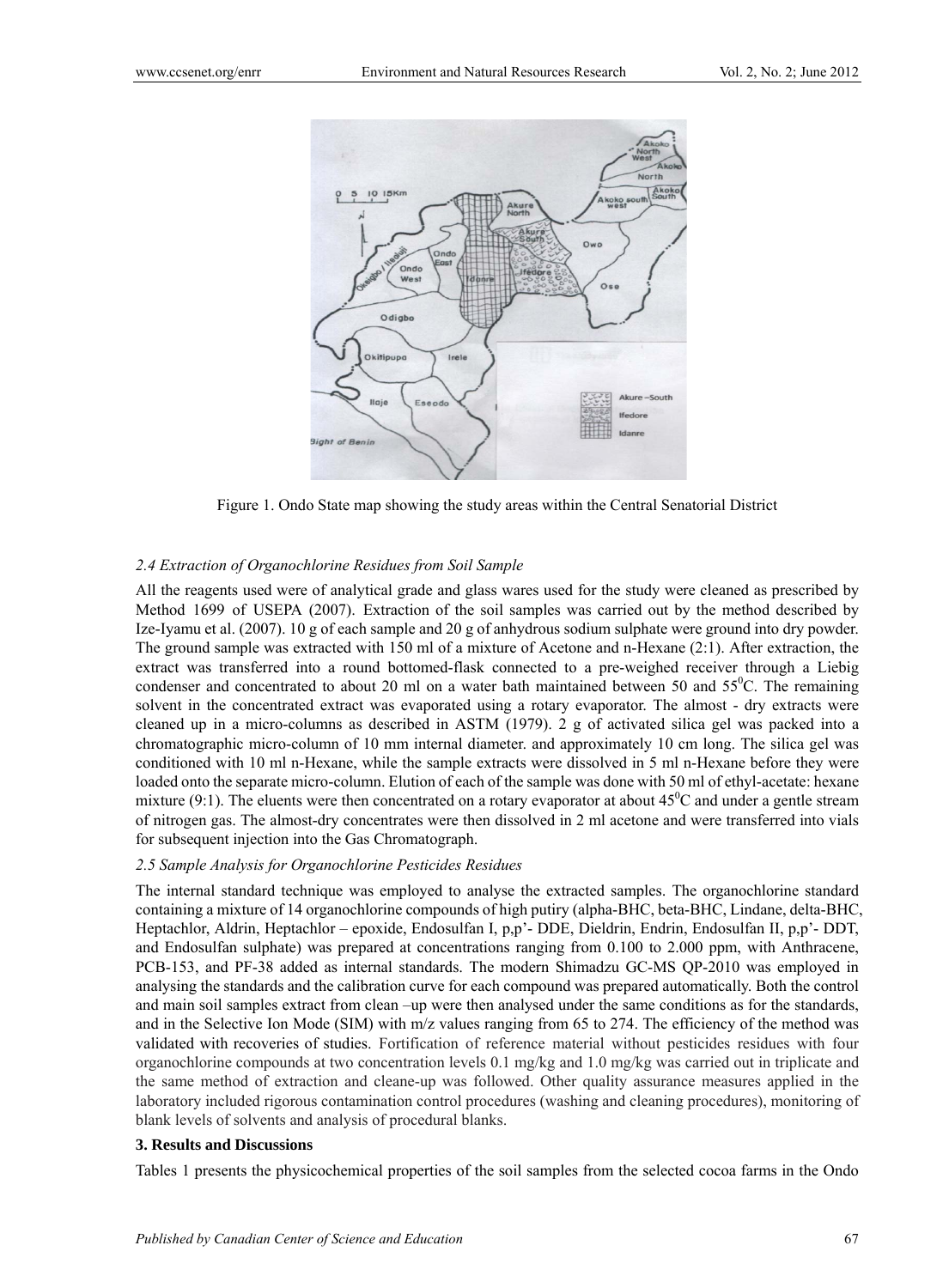Figure 1. Ondo State map showing the study areas within the Central Senatorial District

### *2.4 Extraction of Organochlorine Residues from Soil Sample*

All the reagents used were of analytical grade and glass wares used for the study were cleaned as prescribed by Method 1699 of USEPA (2007). Extraction of the soil samples was carried out by the method described by Ize-Iyamu et al. (2007). 10 g of each sample and 20 g of anhydrous sodium sulphate were ground into dry powder. The ground sample was extracted with 150 ml of a mixture of Acetone and n-Hexane (2:1). After extraction, the extract was transferred into a round bottomed-flask connected to a pre-weighed receiver through a Liebig condenser and concentrated to about 20 ml on a water bath maintained between 50 and 55$^0$C. The remaining solvent in the concentrated extract was evaporated using a rotary evaporator. The almost - dry extracts were cleaned up in a micro-columns as described in ASTM (1979). 2 g of activated silica gel was packed into a chromatographic micro-column of 10 mm internal diameter. and approximately 10 cm long. The silica gel was conditioned with 10 ml n-Hexane, while the sample extracts were dissolved in 5 ml n-Hexane before they were loaded onto the separate micro-column. Elution of each of the sample was done with 50 ml of ethyl-acetate: hexane mixture (9:1). The eluents were then concentrated on a rotary evaporator at about 45$^0$C and under a gentle stream of nitrogen gas. The almost-dry concentrates were then dissolved in 2 ml acetone and were transferred into vials for subsequent injection into the Gas Chromatograph.

### *2.5 Sample Analysis for Organochlorine Pesticides Residues*

The internal standard technique was employed to analyse the extracted samples. The organochlorine standard containing a mixture of 14 organochlorine compounds of high putiry (alpha-BHC, beta-BHC, Lindane, delta-BHC, Heptachlor, Aldrin, Heptachlor – epoxide, Endosulfan I, p,p'- DDE, Dieldrin, Endrin, Endosulfan II, p,p'- DDT, and Endosulfan sulphate) was prepared at concentrations ranging from 0.100 to 2.000 ppm, with Anthracene, PCB-153, and PF-38 added as internal standards. The modern Shimadzu GC-MS QP-2010 was employed in analysing the standards and the calibration curve for each compound was prepared automatically. Both the control and main soil samples extract from clean –up were then analysed under the same conditions as for the standards, and in the Selective Ion Mode (SIM) with m/z values ranging from 65 to 274. The efficiency of the method was validated with recoveries of studies. Fortification of reference material without pesticides residues with four organochlorine compounds at two concentration levels 0.1 mg/kg and 1.0 mg/kg was carried out in triplicate and the same method of extraction and cleane-up was followed. Other quality assurance measures applied in the laboratory included rigorous contamination control procedures (washing and cleaning procedures), monitoring of blank levels of solvents and analysis of procedural blanks.

## 3. Results and Discussions

Tables 1 presents the physicochemical properties of the soil samples from the selected cocoa farms in the Ondo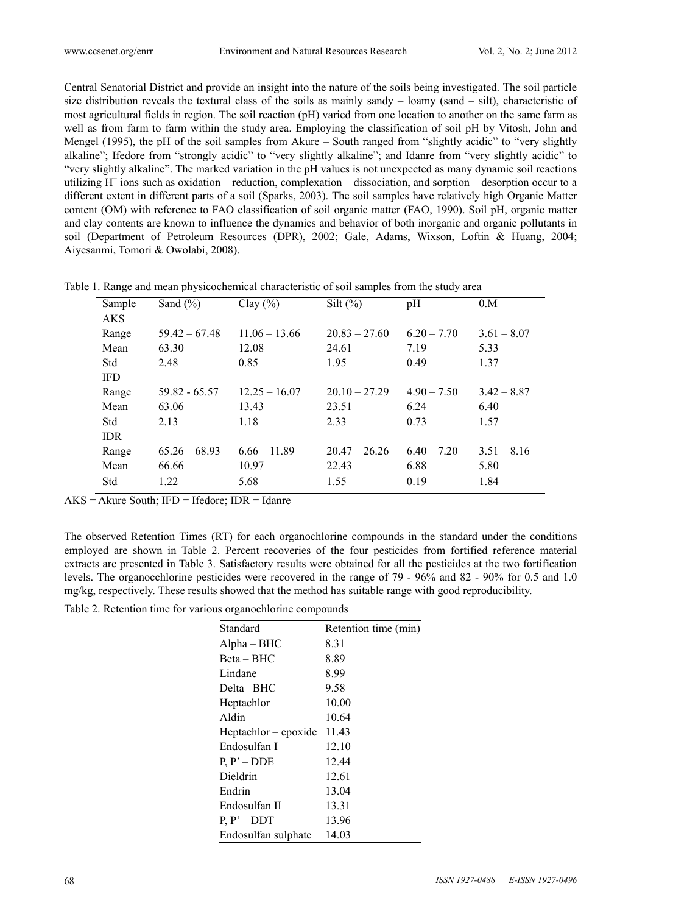Central Senatorial District and provide an insight into the nature of the soils being investigated. The soil particle size distribution reveals the textural class of the soils as mainly sandy – loamy (sand – silt), characteristic of most agricultural fields in region. The soil reaction (pH) varied from one location to another on the same farm as well as from farm to farm within the study area. Employing the classification of soil pH by Vitosh, John and Mengel (1995), the pH of the soil samples from Akure – South ranged from "slightly acidic" to "very slightly alkaline"; Ifedore from "strongly acidic" to "very slightly alkaline"; and Idanre from "very slightly acidic" to "very slightly alkaline". The marked variation in the pH values is not unexpected as many dynamic soil reactions utilizing $H^+$ ions such as oxidation – reduction, complexation – dissociation, and sorption – desorption occur to a different extent in different parts of a soil (Sparks, 2003). The soil samples have relatively high Organic Matter content (OM) with reference to FAO classification of soil organic matter (FAO, 1990). Soil pH, organic matter and clay contents are known to influence the dynamics and behavior of both inorganic and organic pollutants in soil (Department of Petroleum Resources (DPR), 2002; Gale, Adams, Wixson, Loftin & Huang, 2004; Aiyesanmi, Tomori & Owolabi, 2008).

Table 1. Range and mean physicochemical characteristic of soil samples from the study area

| Sample | Sand (%) | Clay (%) | Silt (%) | pH | 0.M |
|---|---|---|---|---|---|
| AKS | | | | | |
| Range | 59.42 – 67.48 | 11.06 – 13.66 | 20.83 – 27.60 | 6.20 – 7.70 | 3.61 – 8.07 |
| Mean | 63.30 | 12.08 | 24.61 | 7.19 | 5.33 |
| Std | 2.48 | 0.85 | 1.95 | 0.49 | 1.37 |
| IFD | | | | | |
| Range | 59.82 - 65.57 | 12.25 – 16.07 | 20.10 – 27.29 | 4.90 – 7.50 | 3.42 – 8.87 |
| Mean | 63.06 | 13.43 | 23.51 | 6.24 | 6.40 |
| Std | 2.13 | 1.18 | 2.33 | 0.73 | 1.57 |
| IDR | | | | | |
| Range | 65.26 – 68.93 | 6.66 – 11.89 | 20.47 – 26.26 | 6.40 – 7.20 | 3.51 – 8.16 |
| Mean | 66.66 | 10.97 | 22.43 | 6.88 | 5.80 |
| Std | 1.22 | 5.68 | 1.55 | 0.19 | 1.84 |

AKS = Akure South; IFD = Ifedore; IDR = Idanre

The observed Retention Times (RT) for each organochlorine compounds in the standard under the conditions employed are shown in Table 2. Percent recoveries of the four pesticides from fortified reference material extracts are presented in Table 3. Satisfactory results were obtained for all the pesticides at the two fortification levels. The organocchlorine pesticides were recovered in the range of 79 - 96% and 82 - 90% for 0.5 and 1.0 mg/kg, respectively. These results showed that the method has suitable range with good reproducibility.

Table 2. Retention time for various organochlorine compounds

| Standard | Retention time (min) |
|---|---|
| Alpha – BHC | 8.31 |
| Beta – BHC | 8.89 |
| Lindane | 8.99 |
| Delta –BHC | 9.58 |
| Heptachlor | 10.00 |
| Aldin | 10.64 |
| Heptachlor – epoxide | 11.43 |
| Endosulfan I | 12.10 |
| P, P' – DDE | 12.44 |
| Dieldrin | 12.61 |
| Endrin | 13.04 |
| Endosulfan II | 13.31 |
| P, P' – DDT | 13.96 |
| Endosulfan sulphate | 14.03 |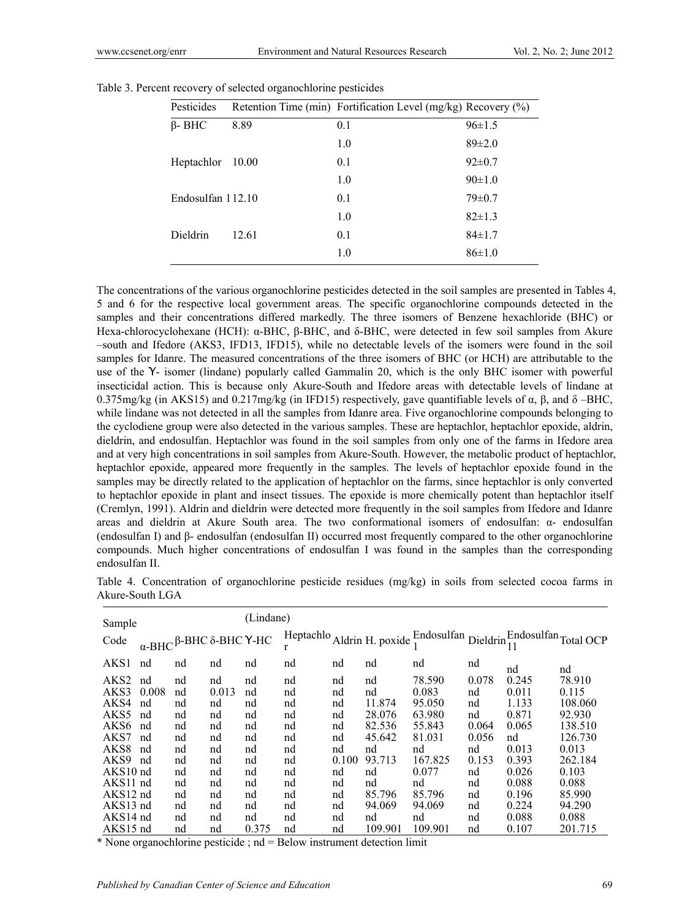Table 3. Percent recovery of selected organochlorine pesticides

| Pesticides | Retention Time (min) | Fortification Level (mg/kg) | Recovery (%) |
|---|---|---|---|
| β- BHC | 8.89 | 0.1 | 96±1.5 |
| | | 1.0 | 89±2.0 |
| Heptachlor | 10.00 | 0.1 | 92±0.7 |
| | | 1.0 | 90±1.0 |
| Endosulfan 1 | 12.10 | 0.1 | 79±0.7 |
| | | 1.0 | 82±1.3 |
| Dieldrin | 12.61 | 0.1 | 84±1.7 |
| | | 1.0 | 86±1.0 |

The concentrations of the various organochlorine pesticides detected in the soil samples are presented in Tables 4, 5 and 6 for the respective local government areas. The specific organochlorine compounds detected in the samples and their concentrations differed markedly. The three isomers of Benzene hexachloride (BHC) or Hexa-chlorocyclohexane (HCH): α-BHC, β-BHC, and δ-BHC, were detected in few soil samples from Akure –south and Ifedore (AKS3, IFD13, IFD15), while no detectable levels of the isomers were found in the soil samples for Idanre. The measured concentrations of the three isomers of BHC (or HCH) are attributable to the use of the ϒ- isomer (lindane) popularly called Gammalin 20, which is the only BHC isomer with powerful insecticidal action. This is because only Akure-South and Ifedore areas with detectable levels of lindane at 0.375mg/kg (in AKS15) and 0.217mg/kg (in IFD15) respectively, gave quantifiable levels of α, β, and δ –BHC, while lindane was not detected in all the samples from Idanre area. Five organochlorine compounds belonging to the cyclodiene group were also detected in the various samples. These are heptachlor, heptachlor epoxide, aldrin, dieldrin, and endosulfan. Heptachlor was found in the soil samples from only one of the farms in Ifedore area and at very high concentrations in soil samples from Akure-South. However, the metabolic product of heptachlor, heptachlor epoxide, appeared more frequently in the samples. The levels of heptachlor epoxide found in the samples may be directly related to the application of heptachlor on the farms, since heptachlor is only converted to heptachlor epoxide in plant and insect tissues. The epoxide is more chemically potent than heptachlor itself (Cremlyn, 1991). Aldrin and dieldrin were detected more frequently in the soil samples from Ifedore and Idanre areas and dieldrin at Akure South area. The two conformational isomers of endosulfan: α- endosulfan (endosulfan I) and β- endosulfan (endosulfan II) occurred most frequently compared to the other organochlorine compounds. Much higher concentrations of endosulfan I was found in the samples than the corresponding endosulfan II.

Table 4. Concentration of organochlorine pesticide residues (mg/kg) in soils from selected cocoa farms in Akure-South LGA

| Sample Code | α-BHC | β-BHC | δ-BHC | ϒ-HC (Lindane) | Heptachlor | Aldrin | H. poxide | Endosulfan 1 | Dieldrin | Endosulfan 11 | Total OCP |
|---|---|---|---|---|---|---|---|---|---|---|---|
| AKS1 | nd | nd | nd | nd | nd | nd | nd | nd | nd | nd | nd |
| AKS2 | nd | nd | nd | nd | nd | nd | nd | 78.590 | 0.078 | 0.245 | 78.910 |
| AKS3 | 0.008 | nd | 0.013 | nd | nd | nd | nd | 0.083 | nd | 0.011 | 0.115 |
| AKS4 | nd | nd | nd | nd | nd | nd | 11.874 | 95.050 | nd | 1.133 | 108.060 |
| AKS5 | nd | nd | nd | nd | nd | nd | 28.076 | 63.980 | nd | 0.871 | 92.930 |
| AKS6 | nd | nd | nd | nd | nd | nd | 82.536 | 55.843 | 0.064 | 0.065 | 138.510 |
| AKS7 | nd | nd | nd | nd | nd | nd | 45.642 | 81.031 | 0.056 | nd | 126.730 |
| AKS8 | nd | nd | nd | nd | nd | nd | nd | nd | nd | 0.013 | 0.013 |
| AKS9 | nd | nd | nd | nd | nd | 0.100 | 93.713 | 167.825 | 0.153 | 0.393 | 262.184 |
| AKS10 | nd | nd | nd | nd | nd | nd | nd | 0.077 | nd | 0.026 | 0.103 |
| AKS11 | nd | nd | nd | nd | nd | nd | nd | nd | nd | 0.088 | 0.088 |
| AKS12 | nd | nd | nd | nd | nd | nd | 85.796 | 85.796 | nd | 0.196 | 85.990 |
| AKS13 | nd | nd | nd | nd | nd | nd | 94.069 | 94.069 | nd | 0.224 | 94.290 |
| AKS14 | nd | nd | nd | nd | nd | nd | nd | nd | nd | 0.088 | 0.088 |
| AKS15 | nd | nd | nd | 0.375 | nd | nd | 109.901 | 109.901 | nd | 0.107 | 201.715 |

\* None organochlorine pesticide ; nd = Below instrument detection limit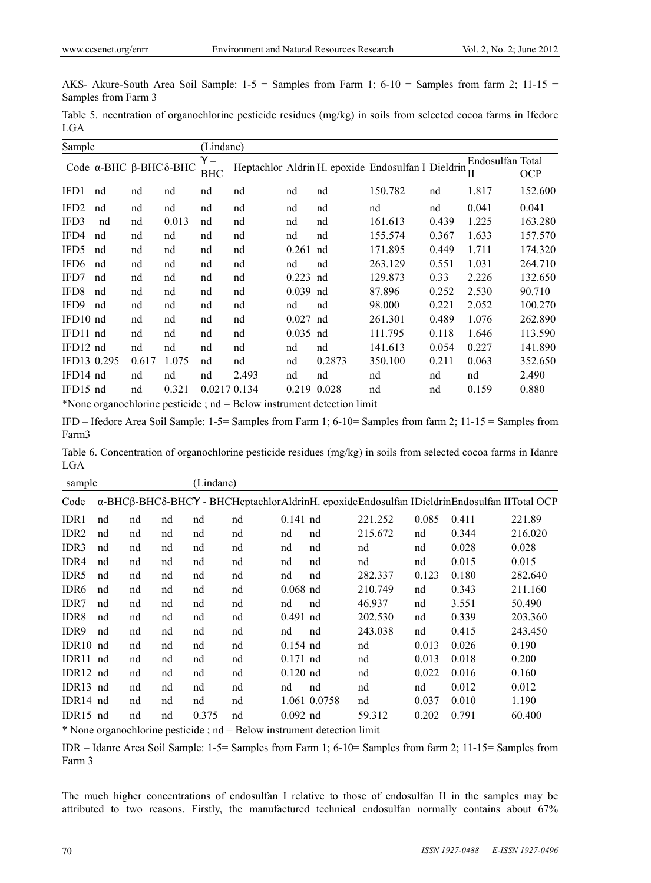AKS- Akure-South Area Soil Sample: 1-5 = Samples from Farm 1; 6-10 = Samples from farm 2; 11-15 = Samples from Farm 3

Table 5. ncentration of organochlorine pesticide residues (mg/kg) in soils from selected cocoa farms in Ifedore LGA

| Sample Code | α-BHC | β-BHC | δ-BHC | (Lindane) ϒ – BHC | Heptachlor | Aldrin | H. epoxide | Endosulfan I | Dieldrin | Endosulfan II | Total OCP |
|---|---|---|---|---|---|---|---|---|---|---|---|
| IFD1 | nd | nd | nd | nd | nd | nd | nd | 150.782 | nd | 1.817 | 152.600 |
| IFD2 | nd | nd | nd | nd | nd | nd | nd | nd | nd | 0.041 | 0.041 |
| IFD3 | nd | nd | 0.013 | nd | nd | nd | nd | 161.613 | 0.439 | 1.225 | 163.280 |
| IFD4 | nd | nd | nd | nd | nd | nd | nd | 155.574 | 0.367 | 1.633 | 157.570 |
| IFD5 | nd | nd | nd | nd | nd | 0.261 | nd | 171.895 | 0.449 | 1.711 | 174.320 |
| IFD6 | nd | nd | nd | nd | nd | nd | nd | 263.129 | 0.551 | 1.031 | 264.710 |
| IFD7 | nd | nd | nd | nd | nd | 0.223 | nd | 129.873 | 0.33 | 2.226 | 132.650 |
| IFD8 | nd | nd | nd | nd | nd | 0.039 | nd | 87.896 | 0.252 | 2.530 | 90.710 |
| IFD9 | nd | nd | nd | nd | nd | nd | nd | 98.000 | 0.221 | 2.052 | 100.270 |
| IFD10 | nd | nd | nd | nd | nd | 0.027 | nd | 261.301 | 0.489 | 1.076 | 262.890 |
| IFD11 | nd | nd | nd | nd | nd | 0.035 | nd | 111.795 | 0.118 | 1.646 | 113.590 |
| IFD12 | nd | nd | nd | nd | nd | nd | nd | 141.613 | 0.054 | 0.227 | 141.890 |
| IFD13 | 0.295 | 0.617 | 1.075 | nd | nd | nd | 0.2873 | 350.100 | 0.211 | 0.063 | 352.650 |
| IFD14 | nd | nd | nd | nd | 2.493 | nd | nd | nd | nd | nd | 2.490 |
| IFD15 | nd | nd | 0.321 | 0.0217 | 0.134 | 0.219 | 0.028 | nd | nd | 0.159 | 0.880 |

*None organochlorine pesticide ; nd = Below instrument detection limit

IFD – Ifedore Area Soil Sample: 1-5= Samples from Farm 1; 6-10= Samples from farm 2; 11-15 = Samples from Farm3

Table 6. Concentration of organochlorine pesticide residues (mg/kg) in soils from selected cocoa farms in Idanre LGA

| sample Code | α-BHC | β-BHC | δ-BHC | (Lindane) ϒ - BHC | Heptachlor | Aldrin | H. epoxide | Endosulfan I | Dieldrin | Endosulfan II | Total OCP |
|---|---|---|---|---|---|---|---|---|---|---|---|
| IDR1 | nd | nd | nd | nd | nd | 0.141 | nd | 221.252 | 0.085 | 0.411 | 221.89 |
| IDR2 | nd | nd | nd | nd | nd | nd | nd | 215.672 | nd | 0.344 | 216.020 |
| IDR3 | nd | nd | nd | nd | nd | nd | nd | nd | nd | 0.028 | 0.028 |
| IDR4 | nd | nd | nd | nd | nd | nd | nd | nd | nd | 0.015 | 0.015 |
| IDR5 | nd | nd | nd | nd | nd | nd | nd | 282.337 | 0.123 | 0.180 | 282.640 |
| IDR6 | nd | nd | nd | nd | nd | 0.068 | nd | 210.749 | nd | 0.343 | 211.160 |
| IDR7 | nd | nd | nd | nd | nd | nd | nd | 46.937 | nd | 3.551 | 50.490 |
| IDR8 | nd | nd | nd | nd | nd | 0.491 | nd | 202.530 | nd | 0.339 | 203.360 |
| IDR9 | nd | nd | nd | nd | nd | nd | nd | 243.038 | nd | 0.415 | 243.450 |
| IDR10 | nd | nd | nd | nd | nd | 0.154 | nd | nd | 0.013 | 0.026 | 0.190 |
| IDR11 | nd | nd | nd | nd | nd | 0.171 | nd | nd | 0.013 | 0.018 | 0.200 |
| IDR12 | nd | nd | nd | nd | nd | 0.120 | nd | nd | 0.022 | 0.016 | 0.160 |
| IDR13 | nd | nd | nd | nd | nd | nd | nd | nd | nd | 0.012 | 0.012 |
| IDR14 | nd | nd | nd | nd | nd | 1.061 | 0.0758 | nd | 0.037 | 0.010 | 1.190 |
| IDR15 | nd | nd | nd | 0.375 | nd | 0.092 | nd | 59.312 | 0.202 | 0.791 | 60.400 |

* None organochlorine pesticide ; nd = Below instrument detection limit

IDR – Idanre Area Soil Sample: 1-5= Samples from Farm 1; 6-10= Samples from farm 2; 11-15= Samples from Farm 3

The much higher concentrations of endosulfan I relative to those of endosulfan II in the samples may be attributed to two reasons. Firstly, the manufactured technical endosulfan normally contains about 67%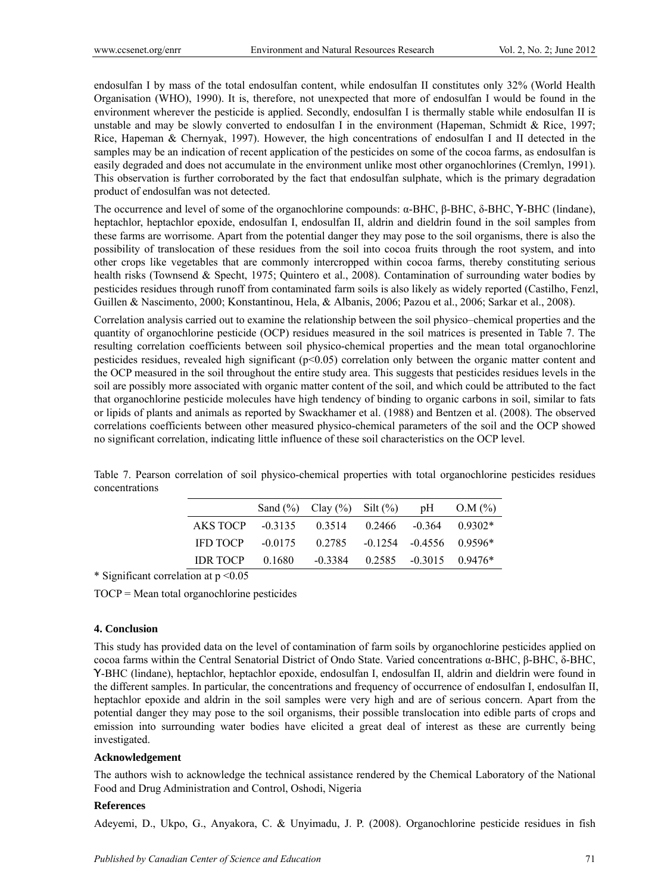endosulfan I by mass of the total endosulfan content, while endosulfan II constitutes only 32% (World Health Organisation (WHO), 1990). It is, therefore, not unexpected that more of endosulfan I would be found in the environment wherever the pesticide is applied. Secondly, endosulfan I is thermally stable while endosulfan II is unstable and may be slowly converted to endosulfan I in the environment (Hapeman, Schmidt & Rice, 1997; Rice, Hapeman & Chernyak, 1997). However, the high concentrations of endosulfan I and II detected in the samples may be an indication of recent application of the pesticides on some of the cocoa farms, as endosulfan is easily degraded and does not accumulate in the environment unlike most other organochlorines (Cremlyn, 1991). This observation is further corroborated by the fact that endosulfan sulphate, which is the primary degradation product of endosulfan was not detected.

The occurrence and level of some of the organochlorine compounds: α-BHC, β-BHC, δ-BHC, Ɣ-BHC (lindane), heptachlor, heptachlor epoxide, endosulfan I, endosulfan II, aldrin and dieldrin found in the soil samples from these farms are worrisome. Apart from the potential danger they may pose to the soil organisms, there is also the possibility of translocation of these residues from the soil into cocoa fruits through the root system, and into other crops like vegetables that are commonly intercropped within cocoa farms, thereby constituting serious health risks (Townsend & Specht, 1975; Quintero et al., 2008). Contamination of surrounding water bodies by pesticides residues through runoff from contaminated farm soils is also likely as widely reported (Castilho, Fenzl, Guillen & Nascimento, 2000; Konstantinou, Hela, & Albanis, 2006; Pazou et al., 2006; Sarkar et al., 2008).

Correlation analysis carried out to examine the relationship between the soil physico–chemical properties and the quantity of organochlorine pesticide (OCP) residues measured in the soil matrices is presented in Table 7. The resulting correlation coefficients between soil physico-chemical properties and the mean total organochlorine pesticides residues, revealed high significant ($p<0.05$) correlation only between the organic matter content and the OCP measured in the soil throughout the entire study area. This suggests that pesticides residues levels in the soil are possibly more associated with organic matter content of the soil, and which could be attributed to the fact that organochlorine pesticide molecules have high tendency of binding to organic carbons in soil, similar to fats or lipids of plants and animals as reported by Swackhamer et al. (1988) and Bentzen et al. (2008). The observed correlations coefficients between other measured physico-chemical parameters of the soil and the OCP showed no significant correlation, indicating little influence of these soil characteristics on the OCP level.

Table 7. Pearson correlation of soil physico-chemical properties with total organochlorine pesticides residues concentrations

| | Sand (%) | Clay (%) | Silt (%) | pH | O.M (%) |
|---|---|---|---|---|---|
| AKS TOCP | -0.3135 | 0.3514 | 0.2466 | -0.364 | 0.9302* |
| IFD TOCP | -0.0175 | 0.2785 | -0.1254 | -0.4556 | 0.9596* |
| IDR TOCP | 0.1680 | -0.3384 | 0.2585 | -0.3015 | 0.9476* |

* Significant correlation at $p<0.05$

TOCP = Mean total organochlorine pesticides

## 4. Conclusion

This study has provided data on the level of contamination of farm soils by organochlorine pesticides applied on cocoa farms within the Central Senatorial District of Ondo State. Varied concentrations α-BHC, β-BHC, δ-BHC, Ɣ-BHC (lindane), heptachlor, heptachlor epoxide, endosulfan I, endosulfan II, aldrin and dieldrin were found in the different samples. In particular, the concentrations and frequency of occurrence of endosulfan I, endosulfan II, heptachlor epoxide and aldrin in the soil samples were very high and are of serious concern. Apart from the potential danger they may pose to the soil organisms, their possible translocation into edible parts of crops and emission into surrounding water bodies have elicited a great deal of interest as these are currently being investigated.

### Acknowledgement

The authors wish to acknowledge the technical assistance rendered by the Chemical Laboratory of the National Food and Drug Administration and Control, Oshodi, Nigeria

### References

Adeyemi, D., Ukpo, G., Anyakora, C. & Unyimadu, J. P. (2008). Organochlorine pesticide residues in fish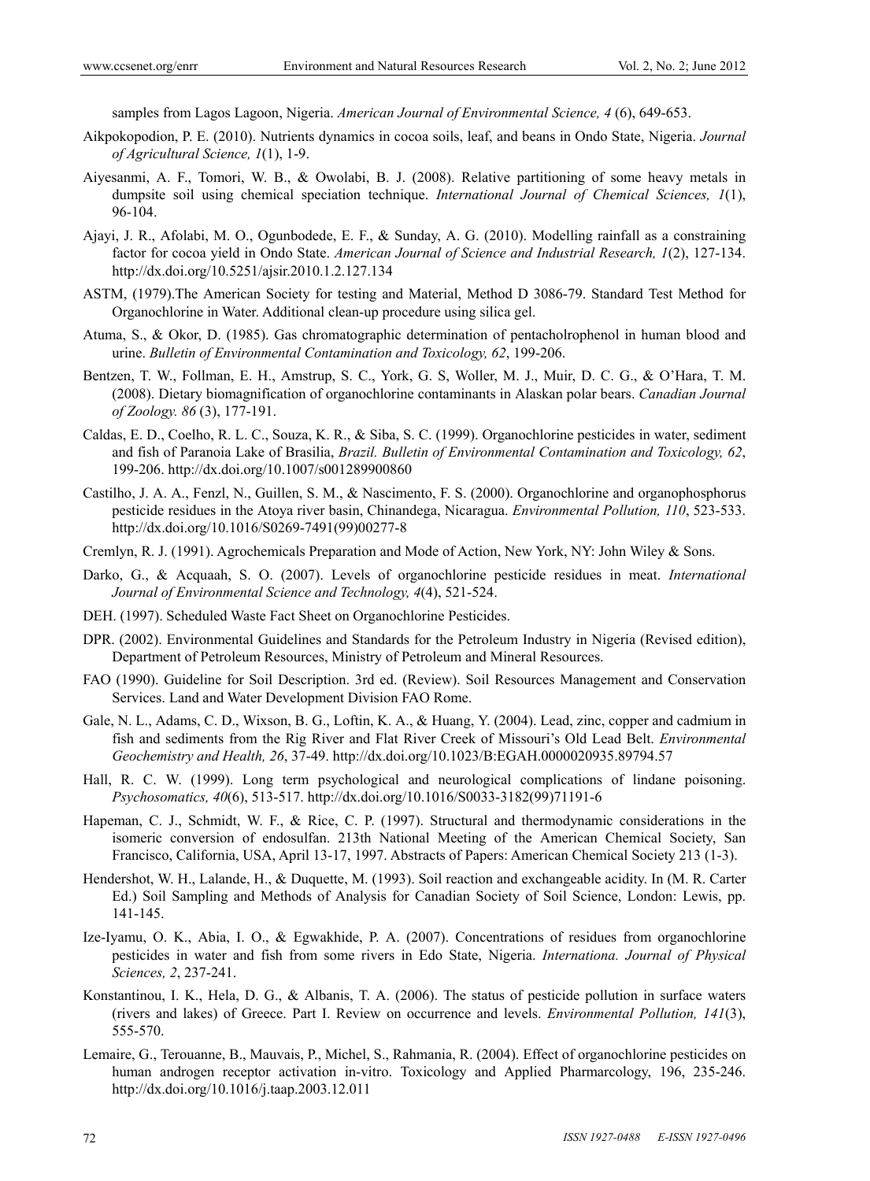samples from Lagos Lagoon, Nigeria. *American Journal of Environmental Science, 4* (6), 649-653.

Aikpokopodion, P. E. (2010). Nutrients dynamics in cocoa soils, leaf, and beans in Ondo State, Nigeria. *Journal of Agricultural Science, 1*(1), 1-9.

Aiyesanmi, A. F., Tomori, W. B., & Owolabi, B. J. (2008). Relative partitioning of some heavy metals in dumpsite soil using chemical speciation technique. *International Journal of Chemical Sciences, 1*(1), 96-104.

Ajayi, J. R., Afolabi, M. O., Ogunbodede, E. F., & Sunday, A. G. (2010). Modelling rainfall as a constraining factor for cocoa yield in Ondo State. *American Journal of Science and Industrial Research, 1*(2), 127-134. http://dx.doi.org/10.5251/ajsir.2010.1.2.127.134

ASTM, (1979).The American Society for testing and Material, Method D 3086-79. Standard Test Method for Organochlorine in Water. Additional clean-up procedure using silica gel.

Atuma, S., & Okor, D. (1985). Gas chromatographic determination of pentacholrophenol in human blood and urine. *Bulletin of Environmental Contamination and Toxicology, 62*, 199-206.

Bentzen, T. W., Follman, E. H., Amstrup, S. C., York, G. S, Woller, M. J., Muir, D. C. G., & O'Hara, T. M. (2008). Dietary biomagnification of organochlorine contaminants in Alaskan polar bears. *Canadian Journal of Zoology. 86* (3), 177-191.

Caldas, E. D., Coelho, R. L. C., Souza, K. R., & Siba, S. C. (1999). Organochlorine pesticides in water, sediment and fish of Paranoia Lake of Brasilia, *Brazil. Bulletin of Environmental Contamination and Toxicology, 62*, 199-206. http://dx.doi.org/10.1007/s001289900860

Castilho, J. A. A., Fenzl, N., Guillen, S. M., & Nascimento, F. S. (2000). Organochlorine and organophosphorus pesticide residues in the Atoya river basin, Chinandega, Nicaragua. *Environmental Pollution, 110*, 523-533. http://dx.doi.org/10.1016/S0269-7491(99)00277-8

Cremlyn, R. J. (1991). Agrochemicals Preparation and Mode of Action, New York, NY: John Wiley & Sons.

Darko, G., & Acquaah, S. O. (2007). Levels of organochlorine pesticide residues in meat. *International Journal of Environmental Science and Technology, 4*(4), 521-524.

DEH. (1997). Scheduled Waste Fact Sheet on Organochlorine Pesticides.

DPR. (2002). Environmental Guidelines and Standards for the Petroleum Industry in Nigeria (Revised edition), Department of Petroleum Resources, Ministry of Petroleum and Mineral Resources.

FAO (1990). Guideline for Soil Description. 3rd ed. (Review). Soil Resources Management and Conservation Services. Land and Water Development Division FAO Rome.

Gale, N. L., Adams, C. D., Wixson, B. G., Loftin, K. A., & Huang, Y. (2004). Lead, zinc, copper and cadmium in fish and sediments from the Rig River and Flat River Creek of Missouri's Old Lead Belt. *Environmental Geochemistry and Health, 26*, 37-49. http://dx.doi.org/10.1023/B:EGAH.0000020935.89794.57

Hall, R. C. W. (1999). Long term psychological and neurological complications of lindane poisoning. *Psychosomatics, 40*(6), 513-517. http://dx.doi.org/10.1016/S0033-3182(99)71191-6

Hapeman, C. J., Schmidt, W. F., & Rice, C. P. (1997). Structural and thermodynamic considerations in the isomeric conversion of endosulfan. 213th National Meeting of the American Chemical Society, San Francisco, California, USA, April 13-17, 1997. Abstracts of Papers: American Chemical Society 213 (1-3).

Hendershot, W. H., Lalande, H., & Duquette, M. (1993). Soil reaction and exchangeable acidity. In (M. R. Carter Ed.) Soil Sampling and Methods of Analysis for Canadian Society of Soil Science, London: Lewis, pp. 141-145.

Ize-Iyamu, O. K., Abia, I. O., & Egwakhide, P. A. (2007). Concentrations of residues from organochlorine pesticides in water and fish from some rivers in Edo State, Nigeria. *Internationa. Journal of Physical Sciences, 2*, 237-241.

Konstantinou, I. K., Hela, D. G., & Albanis, T. A. (2006). The status of pesticide pollution in surface waters (rivers and lakes) of Greece. Part I. Review on occurrence and levels. *Environmental Pollution, 141*(3), 555-570.

Lemaire, G., Terouanne, B., Mauvais, P., Michel, S., Rahmania, R. (2004). Effect of organochlorine pesticides on human androgen receptor activation in-vitro. Toxicology and Applied Pharmarcology, 196, 235-246. http://dx.doi.org/10.1016/j.taap.2003.12.011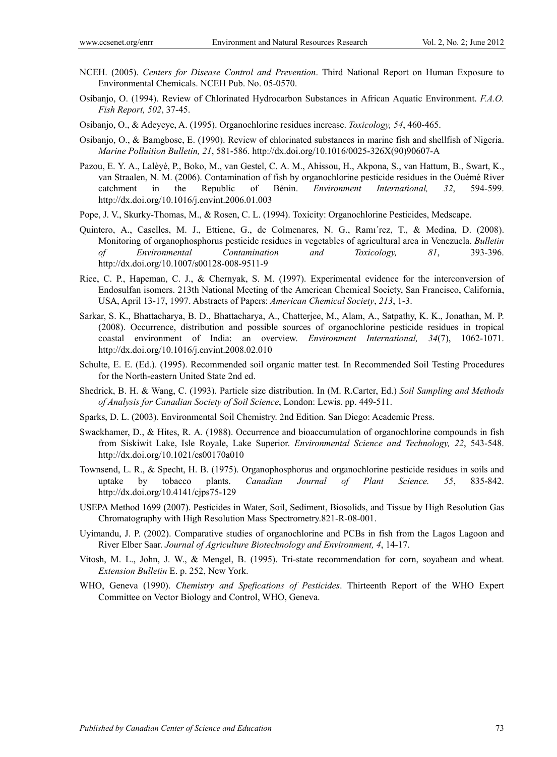NCEH. (2005). *Centers for Disease Control and Prevention*. Third National Report on Human Exposure to Environmental Chemicals. NCEH Pub. No. 05-0570.

Osibanjo, O. (1994). Review of Chlorinated Hydrocarbon Substances in African Aquatic Environment. *F.A.O. Fish Report, 502*, 37-45.

Osibanjo, O., & Adeyeye, A. (1995). Organochlorine residues increase. *Toxicology, 54*, 460-465.

Osibanjo, O., & Bamgbose, E. (1990). Review of chlorinated substances in marine fish and shellfish of Nigeria. *Marine Polluition Bulletin, 21*, 581-586. http://dx.doi.org/10.1016/0025-326X(90)90607-A

Pazou, E. Y. A., Lalèyè, P., Boko, M., van Gestel, C. A. M., Ahissou, H., Akpona, S., van Hattum, B., Swart, K., van Straalen, N. M. (2006). Contamination of fish by organochlorine pesticide residues in the Ouémé River catchment in the Republic of Bénin. *Environment International, 32*, 594-599. http://dx.doi.org/10.1016/j.envint.2006.01.003

Pope, J. V., Skurky-Thomas, M., & Rosen, C. L. (1994). Toxicity: Organochlorine Pesticides, Medscape.

Quintero, A., Caselles, M. J., Ettiene, G., de Colmenares, N. G., Ramı´rez, T., & Medina, D. (2008). Monitoring of organophosphorus pesticide residues in vegetables of agricultural area in Venezuela. *Bulletin of Environmental Contamination and Toxicology, 81*, 393-396. http://dx.doi.org/10.1007/s00128-008-9511-9

Rice, C. P., Hapeman, C. J., & Chernyak, S. M. (1997). Experimental evidence for the interconversion of Endosulfan isomers. 213th National Meeting of the American Chemical Society, San Francisco, California, USA, April 13-17, 1997. Abstracts of Papers: *American Chemical Society*, *213*, 1-3.

Sarkar, S. K., Bhattacharya, B. D., Bhattacharya, A., Chatterjee, M., Alam, A., Satpathy, K. K., Jonathan, M. P. (2008). Occurrence, distribution and possible sources of organochlorine pesticide residues in tropical coastal environment of India: an overview. *Environment International, 34*(7), 1062-1071. http://dx.doi.org/10.1016/j.envint.2008.02.010

Schulte, E. E. (Ed.). (1995). Recommended soil organic matter test. In Recommended Soil Testing Procedures for the North-eastern United State 2nd ed.

Shedrick, B. H. & Wang, C. (1993). Particle size distribution. In (M. R.Carter, Ed.) *Soil Sampling and Methods of Analysis for Canadian Society of Soil Science*, London: Lewis. pp. 449-511.

Sparks, D. L. (2003). Environmental Soil Chemistry. 2nd Edition. San Diego: Academic Press.

Swackhamer, D., & Hites, R. A. (1988). Occurrence and bioaccumulation of organochlorine compounds in fish from Siskiwit Lake, Isle Royale, Lake Superior. *Environmental Science and Technology, 22*, 543-548. http://dx.doi.org/10.1021/es00170a010

Townsend, L. R., & Specht, H. B. (1975). Organophosphorus and organochlorine pesticide residues in soils and uptake by tobacco plants. *Canadian Journal of Plant Science. 55*, 835-842. http://dx.doi.org/10.4141/cjps75-129

USEPA Method 1699 (2007). Pesticides in Water, Soil, Sediment, Biosolids, and Tissue by High Resolution Gas Chromatography with High Resolution Mass Spectrometry.821-R-08-001.

Uyimandu, J. P. (2002). Comparative studies of organochlorine and PCBs in fish from the Lagos Lagoon and River Elber Saar. *Journal of Agriculture Biotechnology and Environment, 4*, 14-17.

Vitosh, M. L., John, J. W., & Mengel, B. (1995). Tri-state recommendation for corn, soyabean and wheat. *Extension Bulletin* E. p. 252, New York.

WHO, Geneva (1990). *Chemistry and Spefications of Pesticides*. Thirteenth Report of the WHO Expert Committee on Vector Biology and Control, WHO, Geneva.